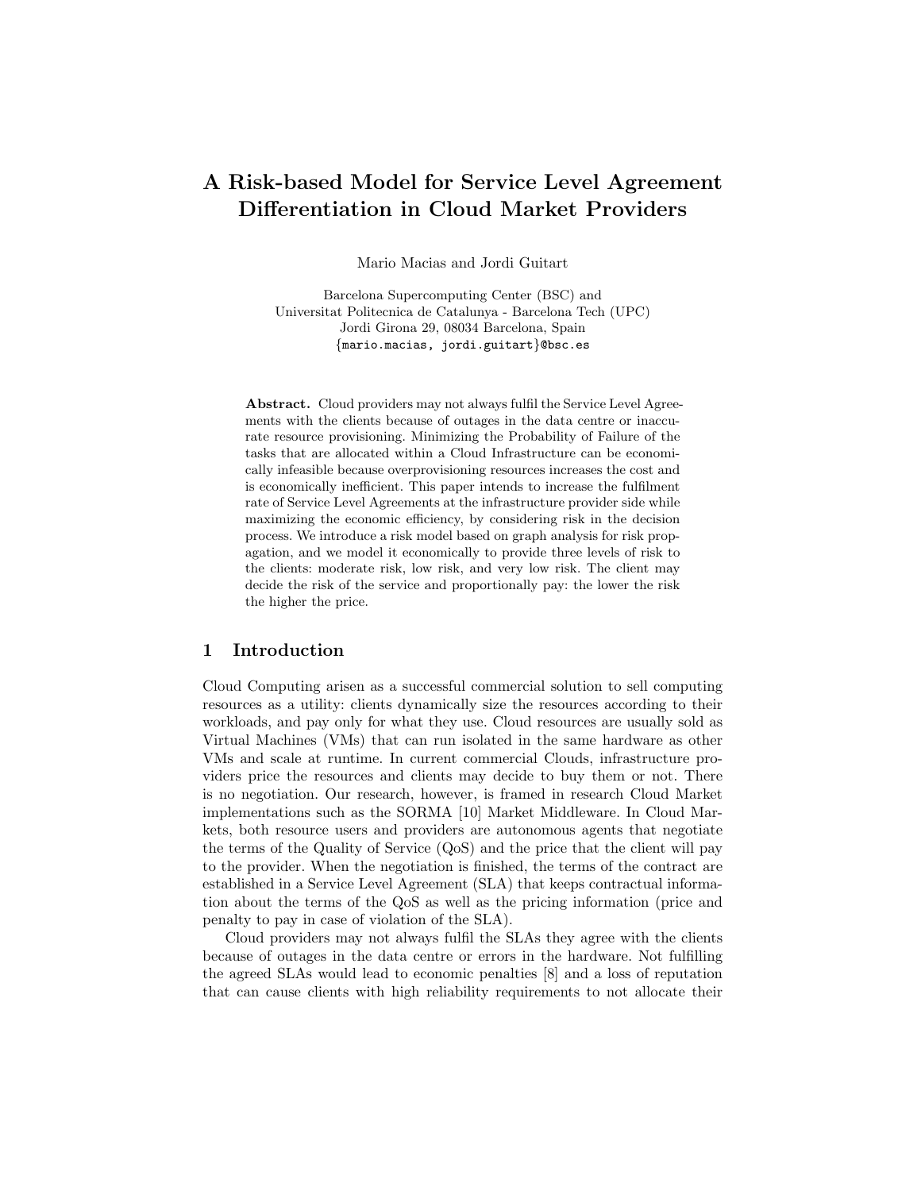# A Risk-based Model for Service Level Agreement Differentiation in Cloud Market Providers

Mario Macias and Jordi Guitart

Barcelona Supercomputing Center (BSC) and
Universitat Politecnica de Catalunya - Barcelona Tech (UPC)
Jordi Girona 29, 08034 Barcelona, Spain
{mario.macias, jordi.guitart}@bsc.es

**Abstract.** Cloud providers may not always fulfil the Service Level Agreements with the clients because of outages in the data centre or inaccurate resource provisioning. Minimizing the Probability of Failure of the tasks that are allocated within a Cloud Infrastructure can be economically infeasible because overprovisioning resources increases the cost and is economically inefficient. This paper intends to increase the fulfilment rate of Service Level Agreements at the infrastructure provider side while maximizing the economic efficiency, by considering risk in the decision process. We introduce a risk model based on graph analysis for risk propagation, and we model it economically to provide three levels of risk to the clients: moderate risk, low risk, and very low risk. The client may decide the risk of the service and proportionally pay: the lower the risk the higher the price.

## 1 Introduction

Cloud Computing arisen as a successful commercial solution to sell computing resources as a utility: clients dynamically size the resources according to their workloads, and pay only for what they use. Cloud resources are usually sold as Virtual Machines (VMs) that can run isolated in the same hardware as other VMs and scale at runtime. In current commercial Clouds, infrastructure providers price the resources and clients may decide to buy them or not. There is no negotiation. Our research, however, is framed in research Cloud Market implementations such as the SORMA [10] Market Middleware. In Cloud Markets, both resource users and providers are autonomous agents that negotiate the terms of the Quality of Service (QoS) and the price that the client will pay to the provider. When the negotiation is finished, the terms of the contract are established in a Service Level Agreement (SLA) that keeps contractual information about the terms of the QoS as well as the pricing information (price and penalty to pay in case of violation of the SLA).

Cloud providers may not always fulfil the SLAs they agree with the clients because of outages in the data centre or errors in the hardware. Not fulfilling the agreed SLAs would lead to economic penalties [8] and a loss of reputation that can cause clients with high reliability requirements to not allocate their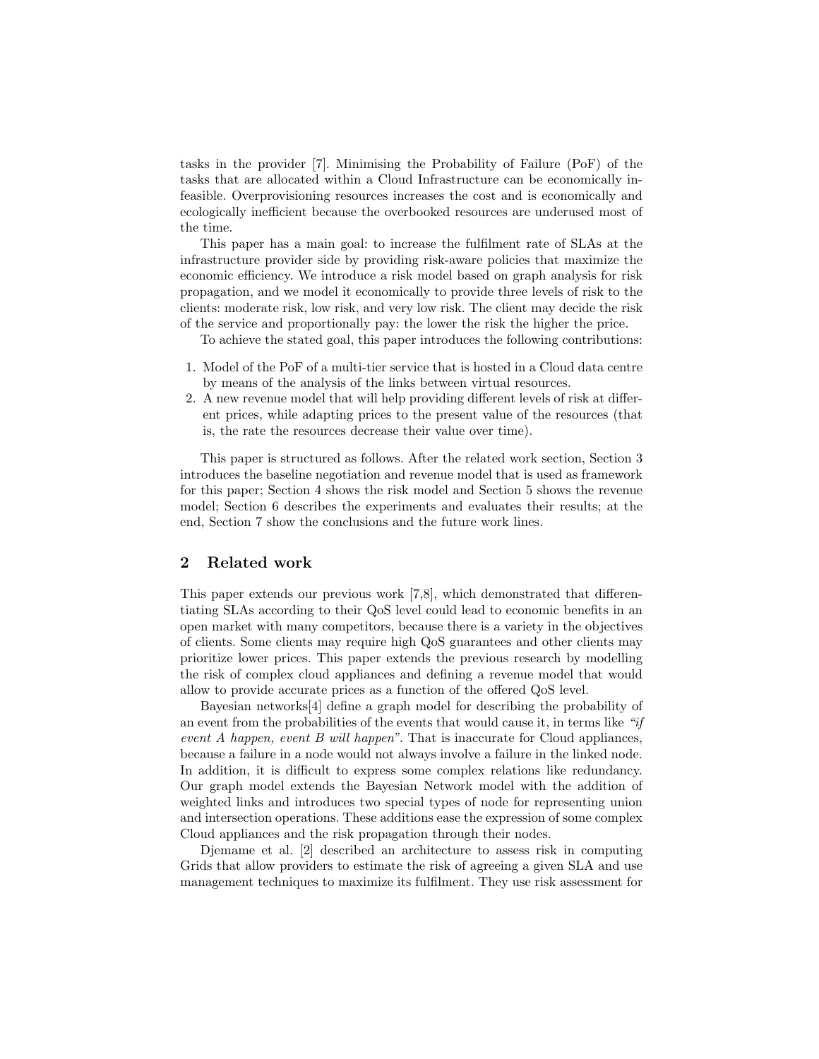tasks in the provider [7]. Minimising the Probability of Failure (PoF) of the tasks that are allocated within a Cloud Infrastructure can be economically infeasible. Overprovisioning resources increases the cost and is economically and ecologically inefficient because the overbooked resources are underused most of the time.

This paper has a main goal: to increase the fulfilment rate of SLAs at the infrastructure provider side by providing risk-aware policies that maximize the economic efficiency. We introduce a risk model based on graph analysis for risk propagation, and we model it economically to provide three levels of risk to the clients: moderate risk, low risk, and very low risk. The client may decide the risk of the service and proportionally pay: the lower the risk the higher the price.

To achieve the stated goal, this paper introduces the following contributions:

1. Model of the PoF of a multi-tier service that is hosted in a Cloud data centre by means of the analysis of the links between virtual resources.
2. A new revenue model that will help providing different levels of risk at different prices, while adapting prices to the present value of the resources (that is, the rate the resources decrease their value over time).

This paper is structured as follows. After the related work section, Section 3 introduces the baseline negotiation and revenue model that is used as framework for this paper; Section 4 shows the risk model and Section 5 shows the revenue model; Section 6 describes the experiments and evaluates their results; at the end, Section 7 show the conclusions and the future work lines.

## 2 Related work

This paper extends our previous work [7,8], which demonstrated that differentiating SLAs according to their QoS level could lead to economic benefits in an open market with many competitors, because there is a variety in the objectives of clients. Some clients may require high QoS guarantees and other clients may prioritize lower prices. This paper extends the previous research by modelling the risk of complex cloud appliances and defining a revenue model that would allow to provide accurate prices as a function of the offered QoS level.

Bayesian networks[4] define a graph model for describing the probability of an event from the probabilities of the events that would cause it, in terms like *"if event A happen, event B will happen"*. That is inaccurate for Cloud appliances, because a failure in a node would not always involve a failure in the linked node. In addition, it is difficult to express some complex relations like redundancy. Our graph model extends the Bayesian Network model with the addition of weighted links and introduces two special types of node for representing union and intersection operations. These additions ease the expression of some complex Cloud appliances and the risk propagation through their nodes.

Djemame et al. [2] described an architecture to assess risk in computing Grids that allow providers to estimate the risk of agreeing a given SLA and use management techniques to maximize its fulfilment. They use risk assessment for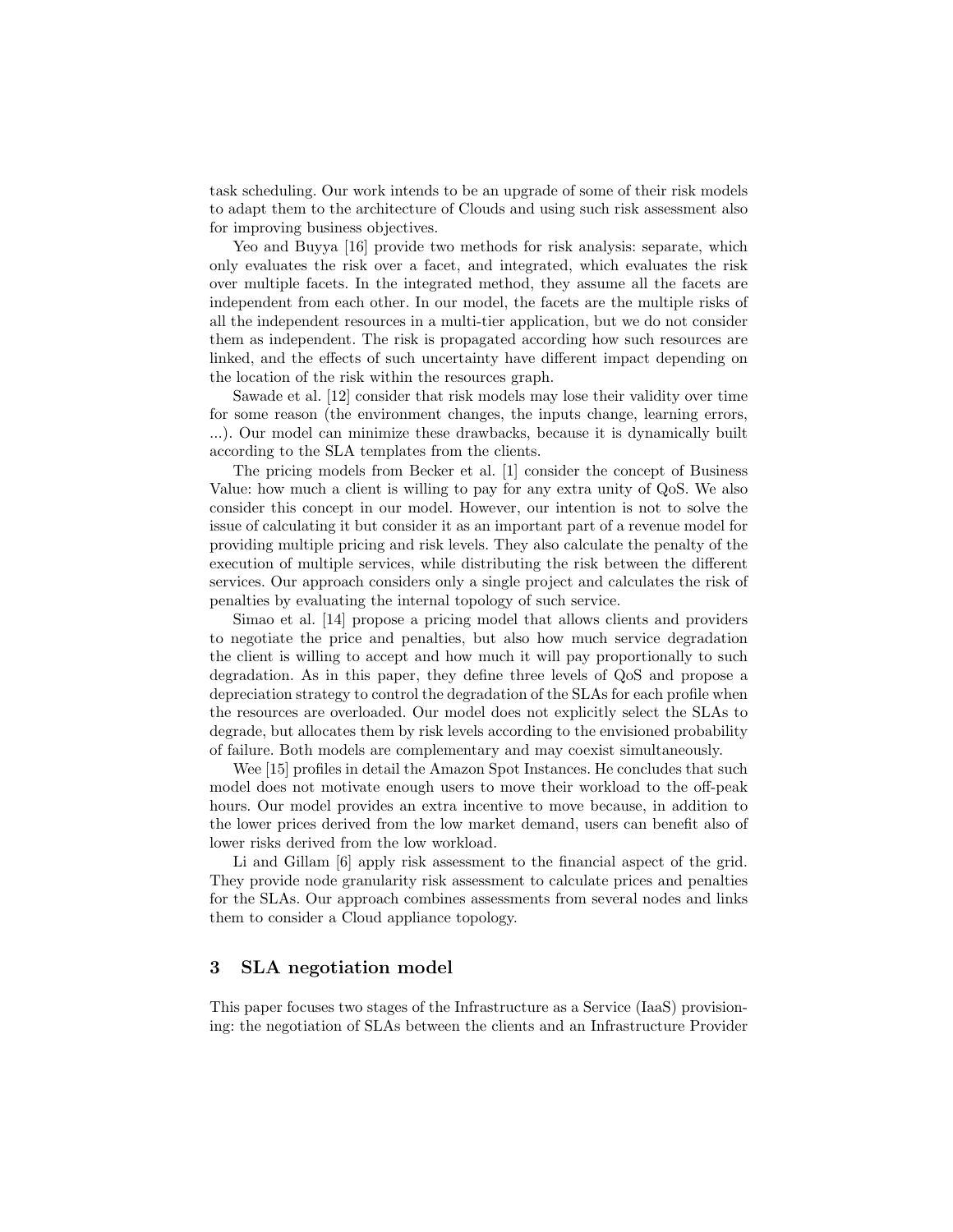task scheduling. Our work intends to be an upgrade of some of their risk models to adapt them to the architecture of Clouds and using such risk assessment also for improving business objectives.

Yeo and Buyya [16] provide two methods for risk analysis: separate, which only evaluates the risk over a facet, and integrated, which evaluates the risk over multiple facets. In the integrated method, they assume all the facets are independent from each other. In our model, the facets are the multiple risks of all the independent resources in a multi-tier application, but we do not consider them as independent. The risk is propagated according how such resources are linked, and the effects of such uncertainty have different impact depending on the location of the risk within the resources graph.

Sawade et al. [12] consider that risk models may lose their validity over time for some reason (the environment changes, the inputs change, learning errors, ...). Our model can minimize these drawbacks, because it is dynamically built according to the SLA templates from the clients.

The pricing models from Becker et al. [1] consider the concept of Business Value: how much a client is willing to pay for any extra unity of QoS. We also consider this concept in our model. However, our intention is not to solve the issue of calculating it but consider it as an important part of a revenue model for providing multiple pricing and risk levels. They also calculate the penalty of the execution of multiple services, while distributing the risk between the different services. Our approach considers only a single project and calculates the risk of penalties by evaluating the internal topology of such service.

Simao et al. [14] propose a pricing model that allows clients and providers to negotiate the price and penalties, but also how much service degradation the client is willing to accept and how much it will pay proportionally to such degradation. As in this paper, they define three levels of QoS and propose a depreciation strategy to control the degradation of the SLAs for each profile when the resources are overloaded. Our model does not explicitly select the SLAs to degrade, but allocates them by risk levels according to the envisioned probability of failure. Both models are complementary and may coexist simultaneously.

Wee [15] profiles in detail the Amazon Spot Instances. He concludes that such model does not motivate enough users to move their workload to the off-peak hours. Our model provides an extra incentive to move because, in addition to the lower prices derived from the low market demand, users can benefit also of lower risks derived from the low workload.

Li and Gillam [6] apply risk assessment to the financial aspect of the grid. They provide node granularity risk assessment to calculate prices and penalties for the SLAs. Our approach combines assessments from several nodes and links them to consider a Cloud appliance topology.

## 3 SLA negotiation model

This paper focuses two stages of the Infrastructure as a Service (IaaS) provisioning: the negotiation of SLAs between the clients and an Infrastructure Provider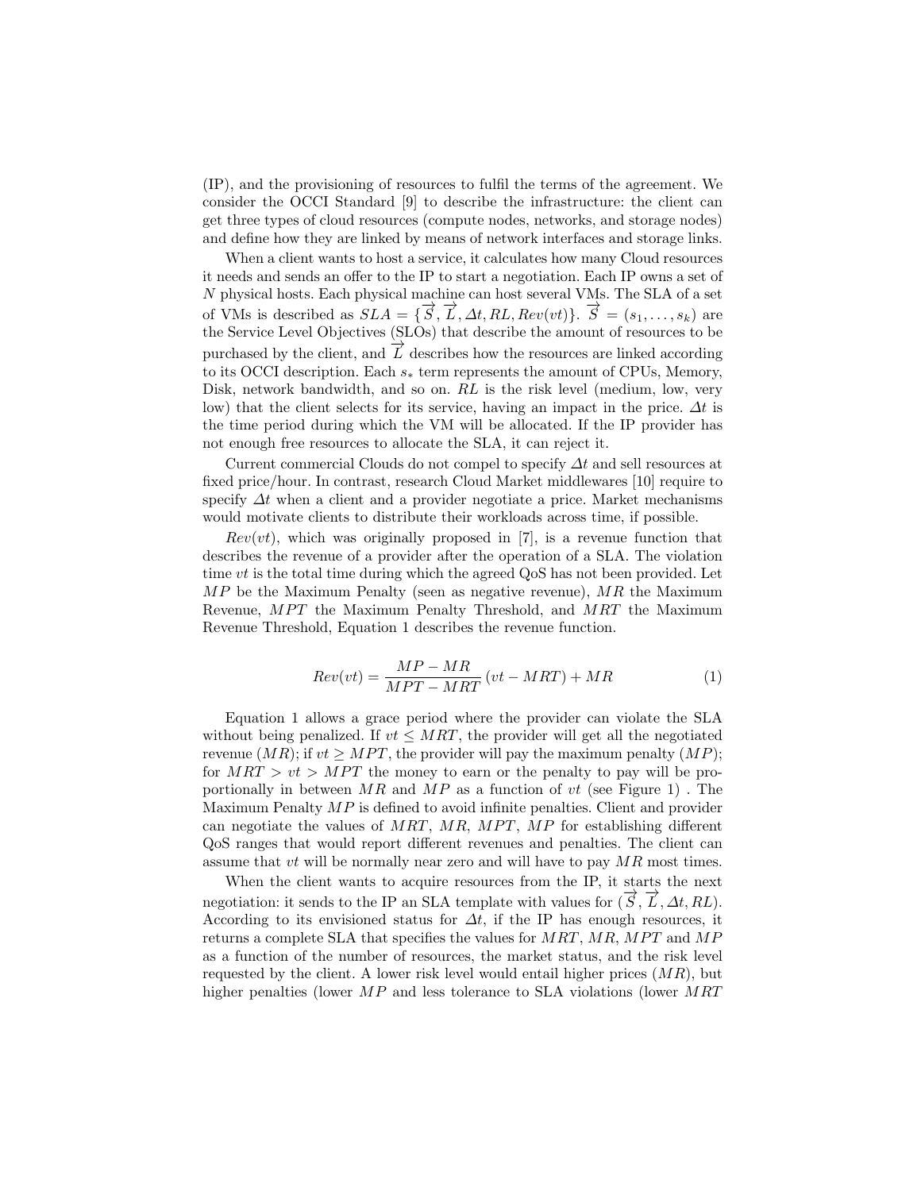(IP), and the provisioning of resources to fulfil the terms of the agreement. We consider the OCCI Standard [9] to describe the infrastructure: the client can get three types of cloud resources (compute nodes, networks, and storage nodes) and define how they are linked by means of network interfaces and storage links.

When a client wants to host a service, it calculates how many Cloud resources it needs and sends an offer to the IP to start a negotiation. Each IP owns a set of $N$ physical hosts. Each physical machine can host several VMs. The SLA of a set of VMs is described as $SLA = \{\overrightarrow{S}, \overrightarrow{L}, \Delta t, RL, Rev(vt)\}$. $\overrightarrow{S} = (s_1, \ldots, s_k)$ are the Service Level Objectives (SLOs) that describe the amount of resources to be purchased by the client, and $\overrightarrow{L}$ describes how the resources are linked according to its OCCI description. Each $s_*$ term represents the amount of CPUs, Memory, Disk, network bandwidth, and so on. $RL$ is the risk level (medium, low, very low) that the client selects for its service, having an impact in the price. $\Delta t$ is the time period during which the VM will be allocated. If the IP provider has not enough free resources to allocate the SLA, it can reject it.

Current commercial Clouds do not compel to specify $\Delta t$ and sell resources at fixed price/hour. In contrast, research Cloud Market middlewares [10] require to specify $\Delta t$ when a client and a provider negotiate a price. Market mechanisms would motivate clients to distribute their workloads across time, if possible.

$Rev(vt)$, which was originally proposed in [7], is a revenue function that describes the revenue of a provider after the operation of a SLA. The violation time $vt$ is the total time during which the agreed QoS has not been provided. Let $MP$ be the Maximum Penalty (seen as negative revenue), $MR$ the Maximum Revenue, $MPT$ the Maximum Penalty Threshold, and $MRT$ the Maximum Revenue Threshold, Equation 1 describes the revenue function.

$$Rev(vt) = \frac{MP - MR}{MPT - MRT}\,(vt - MRT) + MR \tag{1}$$

Equation 1 allows a grace period where the provider can violate the SLA without being penalized. If $vt \leq MRT$, the provider will get all the negotiated revenue ($MR$); if $vt \geq MPT$, the provider will pay the maximum penalty ($MP$); for $MRT > vt > MPT$ the money to earn or the penalty to pay will be proportionally in between $MR$ and $MP$ as a function of $vt$ (see Figure 1) . The Maximum Penalty $MP$ is defined to avoid infinite penalties. Client and provider can negotiate the values of $MRT$, $MR$, $MPT$, $MP$ for establishing different QoS ranges that would report different revenues and penalties. The client can assume that $vt$ will be normally near zero and will have to pay $MR$ most times.

When the client wants to acquire resources from the IP, it starts the next negotiation: it sends to the IP an SLA template with values for $(\overrightarrow{S}, \overrightarrow{L}, \Delta t, RL)$. According to its envisioned status for $\Delta t$, if the IP has enough resources, it returns a complete SLA that specifies the values for $MRT$, $MR$, $MPT$ and $MP$ as a function of the number of resources, the market status, and the risk level requested by the client. A lower risk level would entail higher prices ($MR$), but higher penalties (lower $MP$ and less tolerance to SLA violations (lower $MRT$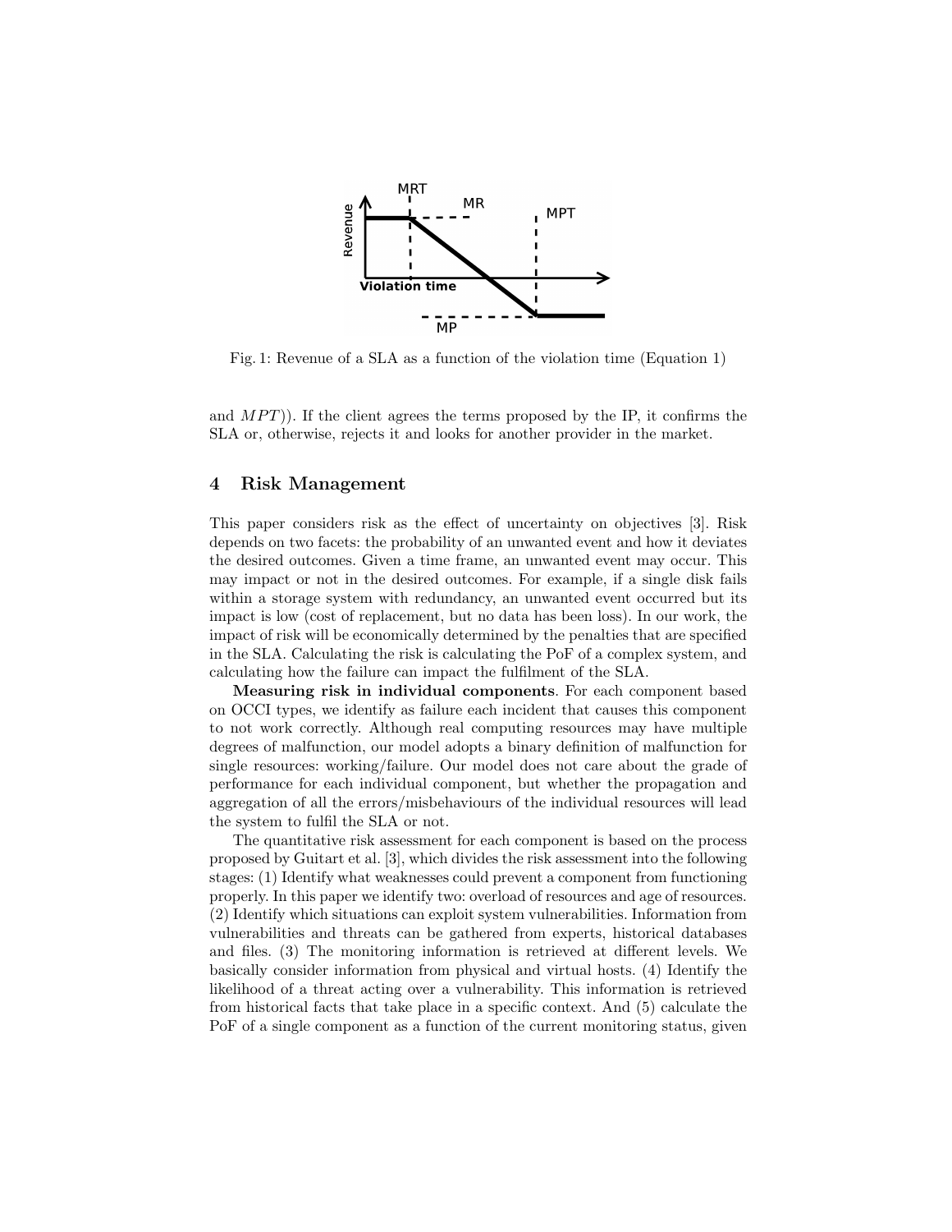MRT

MR

MPT

Revenue

Violation time

MP

Fig. 1: Revenue of a SLA as a function of the violation time (Equation 1)

and $MPT$)). If the client agrees the terms proposed by the IP, it confirms the SLA or, otherwise, rejects it and looks for another provider in the market.

## 4 Risk Management

This paper considers risk as the effect of uncertainty on objectives [3]. Risk depends on two facets: the probability of an unwanted event and how it deviates the desired outcomes. Given a time frame, an unwanted event may occur. This may impact or not in the desired outcomes. For example, if a single disk fails within a storage system with redundancy, an unwanted event occurred but its impact is low (cost of replacement, but no data has been loss). In our work, the impact of risk will be economically determined by the penalties that are specified in the SLA. Calculating the risk is calculating the PoF of a complex system, and calculating how the failure can impact the fulfilment of the SLA.

**Measuring risk in individual components**. For each component based on OCCI types, we identify as failure each incident that causes this component to not work correctly. Although real computing resources may have multiple degrees of malfunction, our model adopts a binary definition of malfunction for single resources: working/failure. Our model does not care about the grade of performance for each individual component, but whether the propagation and aggregation of all the errors/misbehaviours of the individual resources will lead the system to fulfil the SLA or not.

The quantitative risk assessment for each component is based on the process proposed by Guitart et al. [3], which divides the risk assessment into the following stages: (1) Identify what weaknesses could prevent a component from functioning properly. In this paper we identify two: overload of resources and age of resources. (2) Identify which situations can exploit system vulnerabilities. Information from vulnerabilities and threats can be gathered from experts, historical databases and files. (3) The monitoring information is retrieved at different levels. We basically consider information from physical and virtual hosts. (4) Identify the likelihood of a threat acting over a vulnerability. This information is retrieved from historical facts that take place in a specific context. And (5) calculate the PoF of a single component as a function of the current monitoring status, given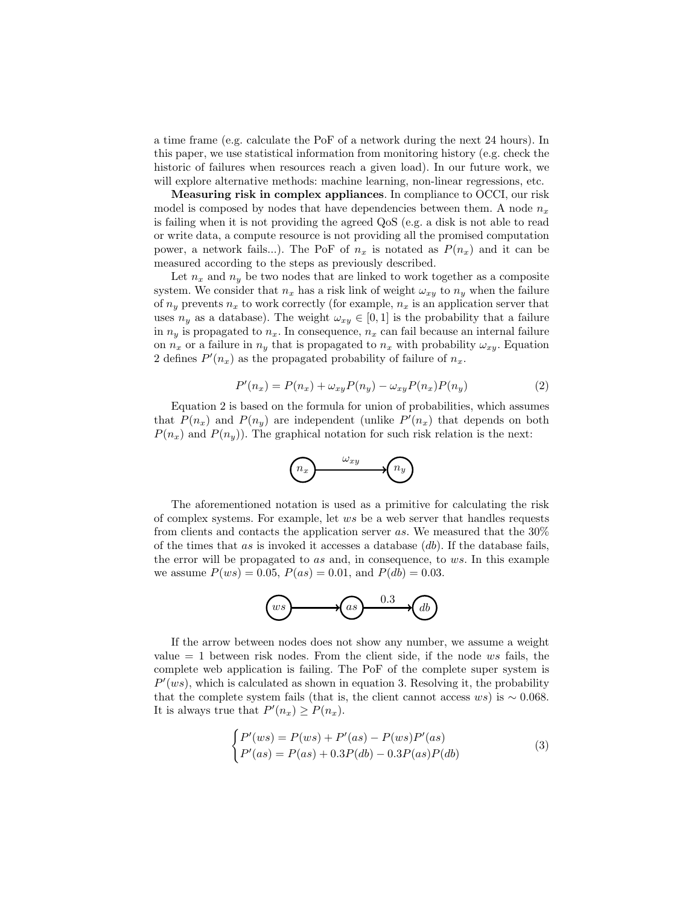a time frame (e.g. calculate the PoF of a network during the next 24 hours). In this paper, we use statistical information from monitoring history (e.g. check the historic of failures when resources reach a given load). In our future work, we will explore alternative methods: machine learning, non-linear regressions, etc.

**Measuring risk in complex appliances**. In compliance to OCCI, our risk model is composed by nodes that have dependencies between them. A node $n_x$ is failing when it is not providing the agreed QoS (e.g. a disk is not able to read or write data, a compute resource is not providing all the promised computation power, a network fails...). The PoF of $n_x$ is notated as $P(n_x)$ and it can be measured according to the steps as previously described.

Let $n_x$ and $n_y$ be two nodes that are linked to work together as a composite system. We consider that $n_x$ has a risk link of weight $\omega_{xy}$ to $n_y$ when the failure of $n_y$ prevents $n_x$ to work correctly (for example, $n_x$ is an application server that uses $n_y$ as a database). The weight $\omega_{xy} \in [0, 1]$ is the probability that a failure in $n_y$ is propagated to $n_x$. In consequence, $n_x$ can fail because an internal failure on $n_x$ or a failure in $n_y$ that is propagated to $n_x$ with probability $\omega_{xy}$. Equation 2 defines $P'(n_x)$ as the propagated probability of failure of $n_x$.

$$P'(n_x) = P(n_x) + \omega_{xy} P(n_y) - \omega_{xy} P(n_x) P(n_y) \tag{2}$$

Equation 2 is based on the formula for union of probabilities, which assumes that $P(n_x)$ and $P(n_y)$ are independent (unlike $P'(n_x)$ that depends on both $P(n_x)$ and $P(n_y)$). The graphical notation for such risk relation is the next:

$$n_x \xrightarrow{\omega_{xy}} n_y$$

The aforementioned notation is used as a primitive for calculating the risk of complex systems. For example, let $ws$ be a web server that handles requests from clients and contacts the application server $as$. We measured that the 30% of the times that $as$ is invoked it accesses a database ($db$). If the database fails, the error will be propagated to $as$ and, in consequence, to $ws$. In this example we assume $P(ws) = 0.05$, $P(as) = 0.01$, and $P(db) = 0.03$.

$$ws \longrightarrow as \xrightarrow{0.3} db$$

If the arrow between nodes does not show any number, we assume a weight value = 1 between risk nodes. From the client side, if the node $ws$ fails, the complete web application is failing. The PoF of the complete super system is $P'(ws)$, which is calculated as shown in equation 3. Resolving it, the probability that the complete system fails (that is, the client cannot access $ws$) is $\sim 0.068$. It is always true that $P'(n_x) \geq P(n_x)$.

$$\begin{cases} P'(ws) = P(ws) + P'(as) - P(ws)P'(as) \\ P'(as) = P(as) + 0.3P(db) - 0.3P(as)P(db) \end{cases} \tag{3}$$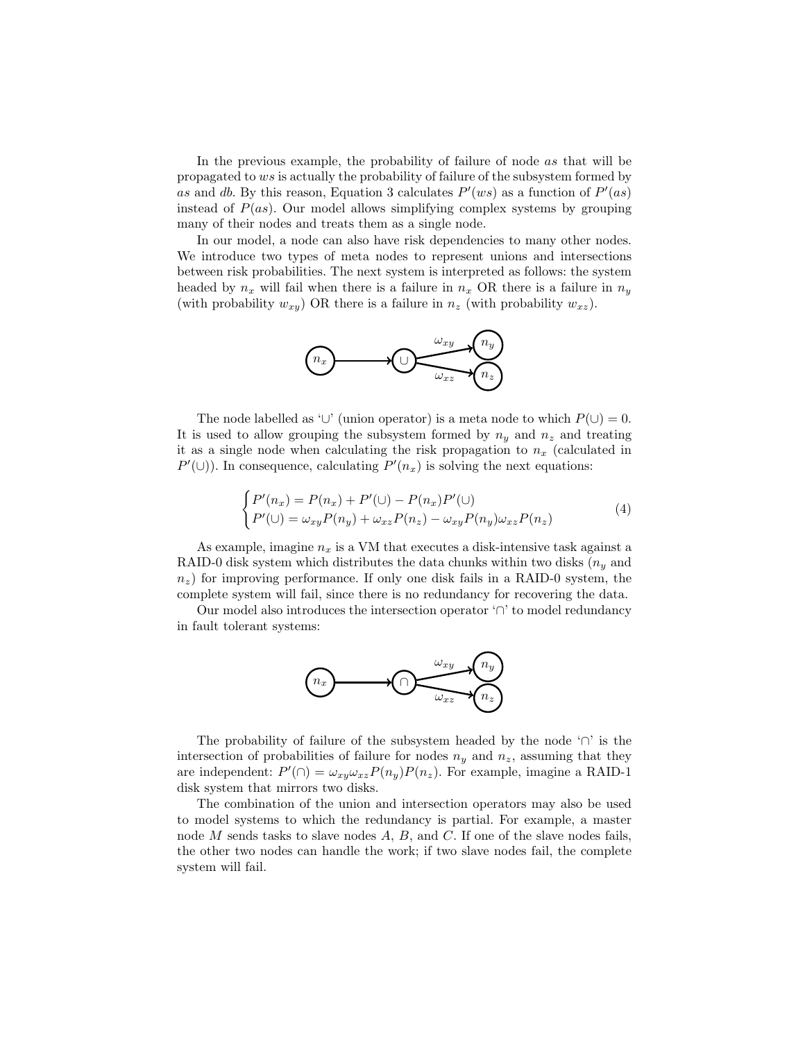In the previous example, the probability of failure of node $as$ that will be propagated to $ws$ is actually the probability of failure of the subsystem formed by $as$ and $db$. By this reason, Equation 3 calculates $P'(ws)$ as a function of $P'(as)$ instead of $P(as)$. Our model allows simplifying complex systems by grouping many of their nodes and treats them as a single node.

In our model, a node can also have risk dependencies to many other nodes. We introduce two types of meta nodes to represent unions and intersections between risk probabilities. The next system is interpreted as follows: the system headed by $n_x$ will fail when there is a failure in $n_x$ OR there is a failure in $n_y$ (with probability $w_{xy}$) OR there is a failure in $n_z$ (with probability $w_{xz}$).

The node labelled as '$\cup$' (union operator) is a meta node to which $P(\cup) = 0$. It is used to allow grouping the subsystem formed by $n_y$ and $n_z$ and treating it as a single node when calculating the risk propagation to $n_x$ (calculated in $P'(\cup)$). In consequence, calculating $P'(n_x)$ is solving the next equations:

$$
\begin{cases}
P'(n_x) = P(n_x) + P'(\cup) - P(n_x)P'(\cup) \\
P'(\cup) = \omega_{xy}P(n_y) + \omega_{xz}P(n_z) - \omega_{xy}P(n_y)\omega_{xz}P(n_z)
\end{cases}
\tag{4}
$$

As example, imagine $n_x$ is a VM that executes a disk-intensive task against a RAID-0 disk system which distributes the data chunks within two disks ($n_y$ and $n_z$) for improving performance. If only one disk fails in a RAID-0 system, the complete system will fail, since there is no redundancy for recovering the data.

Our model also introduces the intersection operator '$\cap$' to model redundancy in fault tolerant systems:

The probability of failure of the subsystem headed by the node '$\cap$' is the intersection of probabilities of failure for nodes $n_y$ and $n_z$, assuming that they are independent: $P'(\cap) = \omega_{xy}\omega_{xz}P(n_y)P(n_z)$. For example, imagine a RAID-1 disk system that mirrors two disks.

The combination of the union and intersection operators may also be used to model systems to which the redundancy is partial. For example, a master node $M$ sends tasks to slave nodes $A$, $B$, and $C$. If one of the slave nodes fails, the other two nodes can handle the work; if two slave nodes fail, the complete system will fail.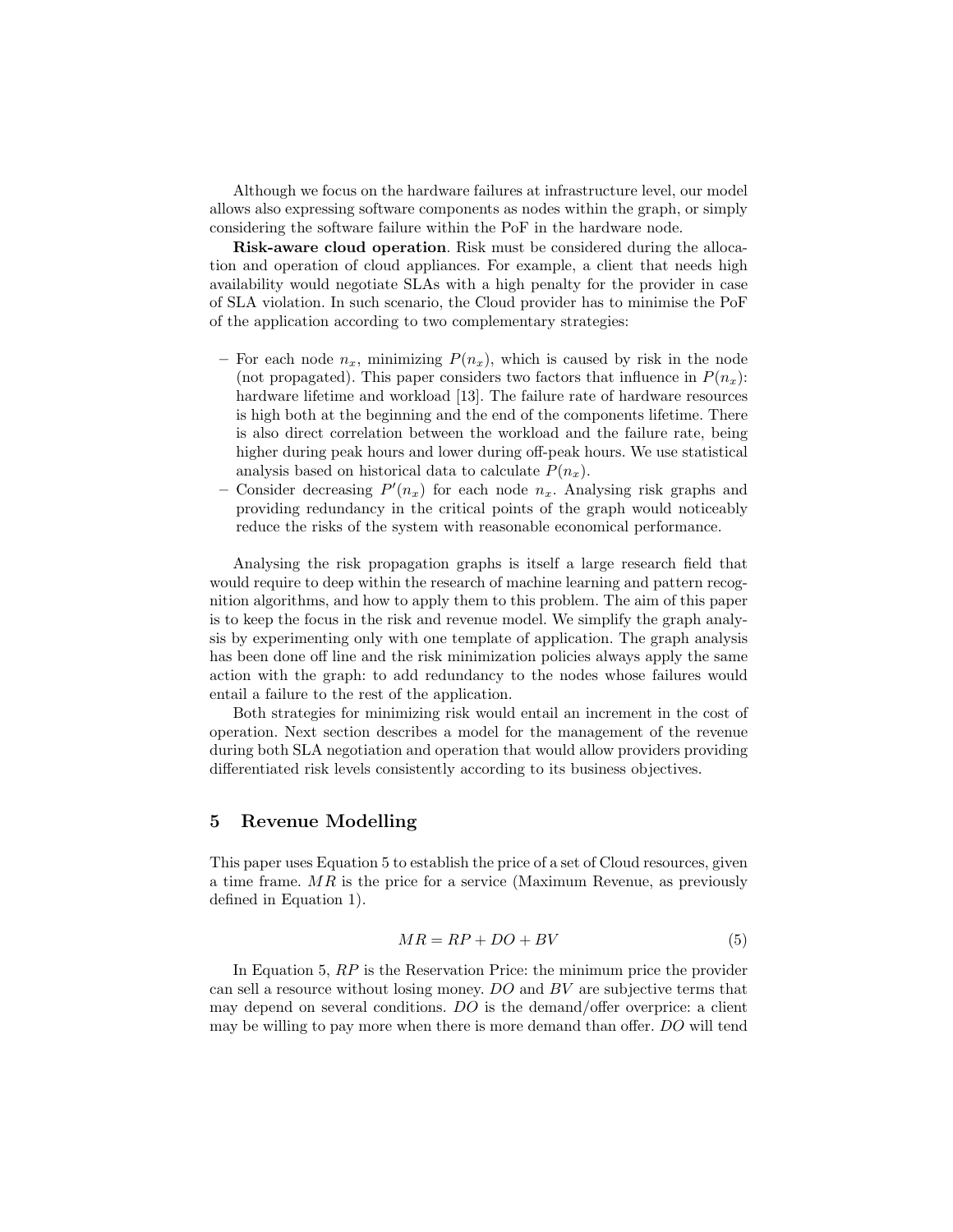Although we focus on the hardware failures at infrastructure level, our model allows also expressing software components as nodes within the graph, or simply considering the software failure within the PoF in the hardware node.

**Risk-aware cloud operation**. Risk must be considered during the allocation and operation of cloud appliances. For example, a client that needs high availability would negotiate SLAs with a high penalty for the provider in case of SLA violation. In such scenario, the Cloud provider has to minimise the PoF of the application according to two complementary strategies:

- For each node $n_x$, minimizing $P(n_x)$, which is caused by risk in the node (not propagated). This paper considers two factors that influence in $P(n_x)$: hardware lifetime and workload [13]. The failure rate of hardware resources is high both at the beginning and the end of the components lifetime. There is also direct correlation between the workload and the failure rate, being higher during peak hours and lower during off-peak hours. We use statistical analysis based on historical data to calculate $P(n_x)$.
- Consider decreasing $P'(n_x)$ for each node $n_x$. Analysing risk graphs and providing redundancy in the critical points of the graph would noticeably reduce the risks of the system with reasonable economical performance.

Analysing the risk propagation graphs is itself a large research field that would require to deep within the research of machine learning and pattern recognition algorithms, and how to apply them to this problem. The aim of this paper is to keep the focus in the risk and revenue model. We simplify the graph analysis by experimenting only with one template of application. The graph analysis has been done off line and the risk minimization policies always apply the same action with the graph: to add redundancy to the nodes whose failures would entail a failure to the rest of the application.

Both strategies for minimizing risk would entail an increment in the cost of operation. Next section describes a model for the management of the revenue during both SLA negotiation and operation that would allow providers providing differentiated risk levels consistently according to its business objectives.

## 5 Revenue Modelling

This paper uses Equation 5 to establish the price of a set of Cloud resources, given a time frame. $MR$ is the price for a service (Maximum Revenue, as previously defined in Equation 1).

$$MR = RP + DO + BV \tag{5}$$

In Equation 5, $RP$ is the Reservation Price: the minimum price the provider can sell a resource without losing money. $DO$ and $BV$ are subjective terms that may depend on several conditions. $DO$ is the demand/offer overprice: a client may be willing to pay more when there is more demand than offer. $DO$ will tend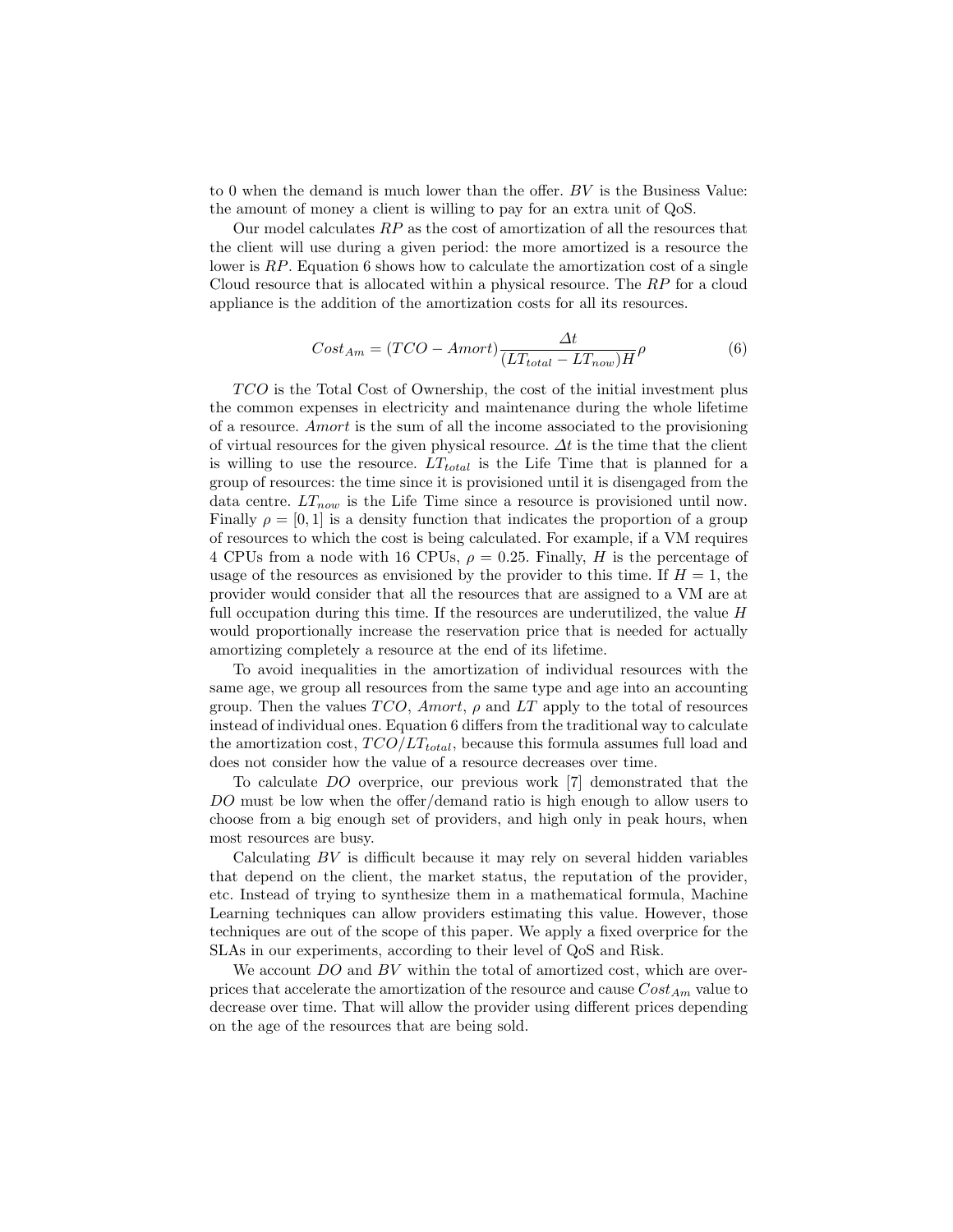to 0 when the demand is much lower than the offer. $BV$ is the Business Value: the amount of money a client is willing to pay for an extra unit of QoS.

Our model calculates $RP$ as the cost of amortization of all the resources that the client will use during a given period: the more amortized is a resource the lower is $RP$. Equation 6 shows how to calculate the amortization cost of a single Cloud resource that is allocated within a physical resource. The $RP$ for a cloud appliance is the addition of the amortization costs for all its resources.

$$Cost_{Am} = (TCO - Amort)\frac{\Delta t}{(LT_{total} - LT_{now})H}\rho \tag{6}$$

$TCO$ is the Total Cost of Ownership, the cost of the initial investment plus the common expenses in electricity and maintenance during the whole lifetime of a resource. $Amort$ is the sum of all the income associated to the provisioning of virtual resources for the given physical resource. $\Delta t$ is the time that the client is willing to use the resource. $LT_{total}$ is the Life Time that is planned for a group of resources: the time since it is provisioned until it is disengaged from the data centre. $LT_{now}$ is the Life Time since a resource is provisioned until now. Finally $\rho = [0, 1]$ is a density function that indicates the proportion of a group of resources to which the cost is being calculated. For example, if a VM requires 4 CPUs from a node with 16 CPUs, $\rho = 0.25$. Finally, $H$ is the percentage of usage of the resources as envisioned by the provider to this time. If $H = 1$, the provider would consider that all the resources that are assigned to a VM are at full occupation during this time. If the resources are underutilized, the value $H$ would proportionally increase the reservation price that is needed for actually amortizing completely a resource at the end of its lifetime.

To avoid inequalities in the amortization of individual resources with the same age, we group all resources from the same type and age into an accounting group. Then the values $TCO$, $Amort$, $\rho$ and $LT$ apply to the total of resources instead of individual ones. Equation 6 differs from the traditional way to calculate the amortization cost, $TCO/LT_{total}$, because this formula assumes full load and does not consider how the value of a resource decreases over time.

To calculate $DO$ overprice, our previous work [7] demonstrated that the $DO$ must be low when the offer/demand ratio is high enough to allow users to choose from a big enough set of providers, and high only in peak hours, when most resources are busy.

Calculating $BV$ is difficult because it may rely on several hidden variables that depend on the client, the market status, the reputation of the provider, etc. Instead of trying to synthesize them in a mathematical formula, Machine Learning techniques can allow providers estimating this value. However, those techniques are out of the scope of this paper. We apply a fixed overprice for the SLAs in our experiments, according to their level of QoS and Risk.

We account $DO$ and $BV$ within the total of amortized cost, which are overprices that accelerate the amortization of the resource and cause $Cost_{Am}$ value to decrease over time. That will allow the provider using different prices depending on the age of the resources that are being sold.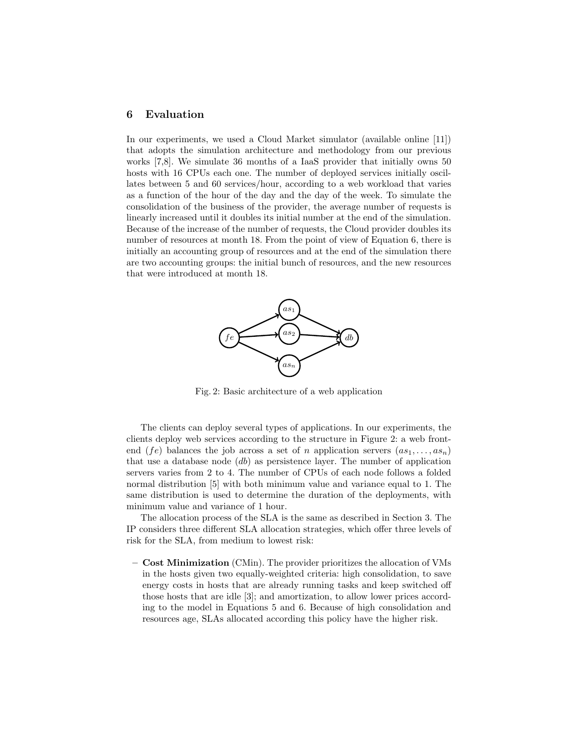## 6 Evaluation

In our experiments, we used a Cloud Market simulator (available online [11]) that adopts the simulation architecture and methodology from our previous works [7,8]. We simulate 36 months of a IaaS provider that initially owns 50 hosts with 16 CPUs each one. The number of deployed services initially oscillates between 5 and 60 services/hour, according to a web workload that varies as a function of the hour of the day and the day of the week. To simulate the consolidation of the business of the provider, the average number of requests is linearly increased until it doubles its initial number at the end of the simulation. Because of the increase of the number of requests, the Cloud provider doubles its number of resources at month 18. From the point of view of Equation 6, there is initially an accounting group of resources and at the end of the simulation there are two accounting groups: the initial bunch of resources, and the new resources that were introduced at month 18.

Fig. 2: Basic architecture of a web application

The clients can deploy several types of applications. In our experiments, the clients deploy web services according to the structure in Figure 2: a web front-end ($fe$) balances the job across a set of $n$ application servers ($as_1, \ldots, as_n$) that use a database node ($db$) as persistence layer. The number of application servers varies from 2 to 4. The number of CPUs of each node follows a folded normal distribution [5] with both minimum value and variance equal to 1. The same distribution is used to determine the duration of the deployments, with minimum value and variance of 1 hour.

The allocation process of the SLA is the same as described in Section 3. The IP considers three different SLA allocation strategies, which offer three levels of risk for the SLA, from medium to lowest risk:

- **Cost Minimization** (CMin). The provider prioritizes the allocation of VMs in the hosts given two equally-weighted criteria: high consolidation, to save energy costs in hosts that are already running tasks and keep switched off those hosts that are idle [3]; and amortization, to allow lower prices according to the model in Equations 5 and 6. Because of high consolidation and resources age, SLAs allocated according this policy have the higher risk.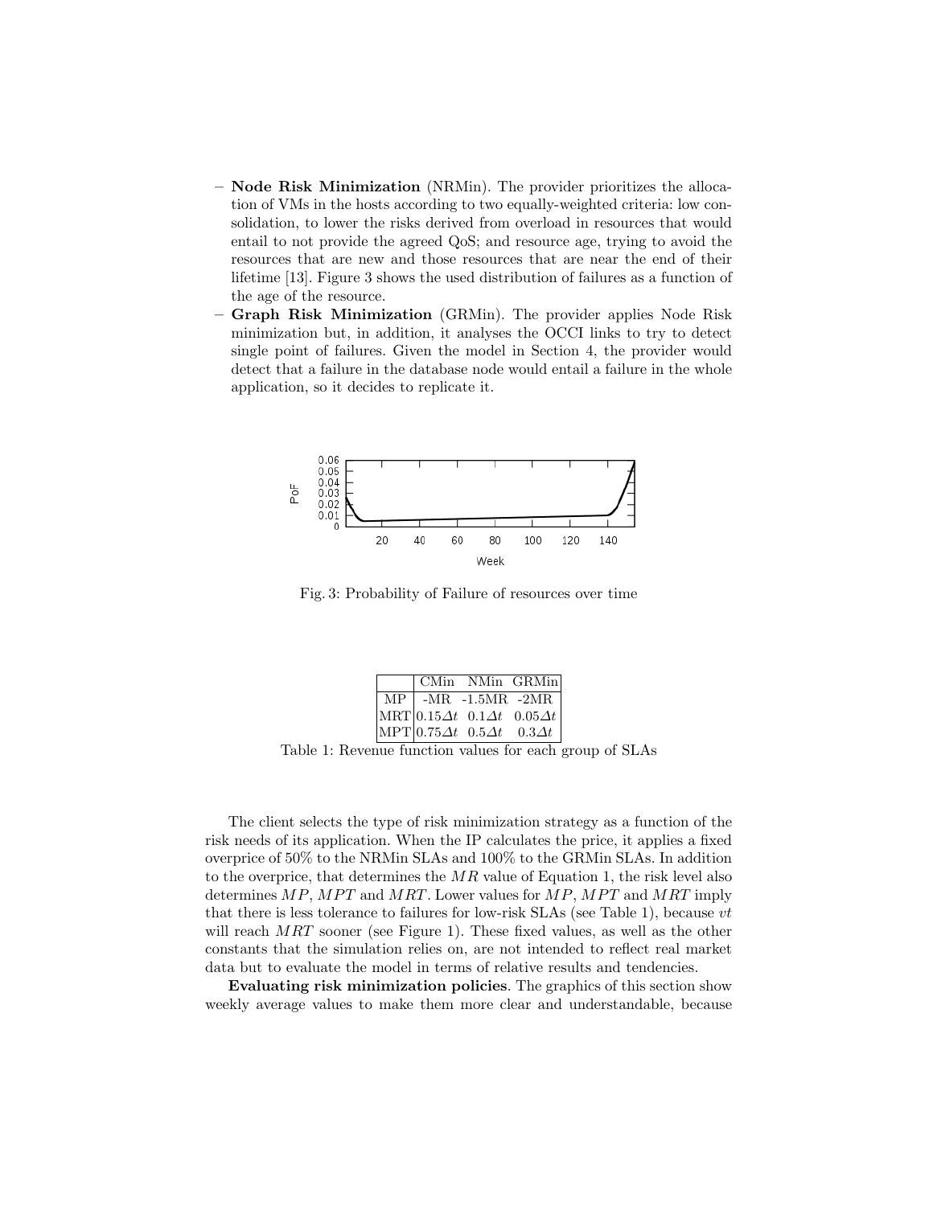– **Node Risk Minimization** (NRMin). The provider prioritizes the allocation of VMs in the hosts according to two equally-weighted criteria: low consolidation, to lower the risks derived from overload in resources that would entail to not provide the agreed QoS; and resource age, trying to avoid the resources that are new and those resources that are near the end of their lifetime [13]. Figure 3 shows the used distribution of failures as a function of the age of the resource.

– **Graph Risk Minimization** (GRMin). The provider applies Node Risk minimization but, in addition, it analyses the OCCI links to try to detect single point of failures. Given the model in Section 4, the provider would detect that a failure in the database node would entail a failure in the whole application, so it decides to replicate it.

Fig. 3: Probability of Failure of resources over time

| | CMin | NMin | GRMin |
|---|---|---|---|
| MP | -MR | -1.5MR | -2MR |
| MRT | $0.15\Delta t$ | $0.1\Delta t$ | $0.05\Delta t$ |
| MPT | $0.75\Delta t$ | $0.5\Delta t$ | $0.3\Delta t$ |

Table 1: Revenue function values for each group of SLAs

The client selects the type of risk minimization strategy as a function of the risk needs of its application. When the IP calculates the price, it applies a fixed overprice of 50% to the NRMin SLAs and 100% to the GRMin SLAs. In addition to the overprice, that determines the $MR$ value of Equation 1, the risk level also determines $MP$, $MPT$ and $MRT$. Lower values for $MP$, $MPT$ and $MRT$ imply that there is less tolerance to failures for low-risk SLAs (see Table 1), because $vt$ will reach $MRT$ sooner (see Figure 1). These fixed values, as well as the other constants that the simulation relies on, are not intended to reflect real market data but to evaluate the model in terms of relative results and tendencies.

**Evaluating risk minimization policies**. The graphics of this section show weekly average values to make them more clear and understandable, because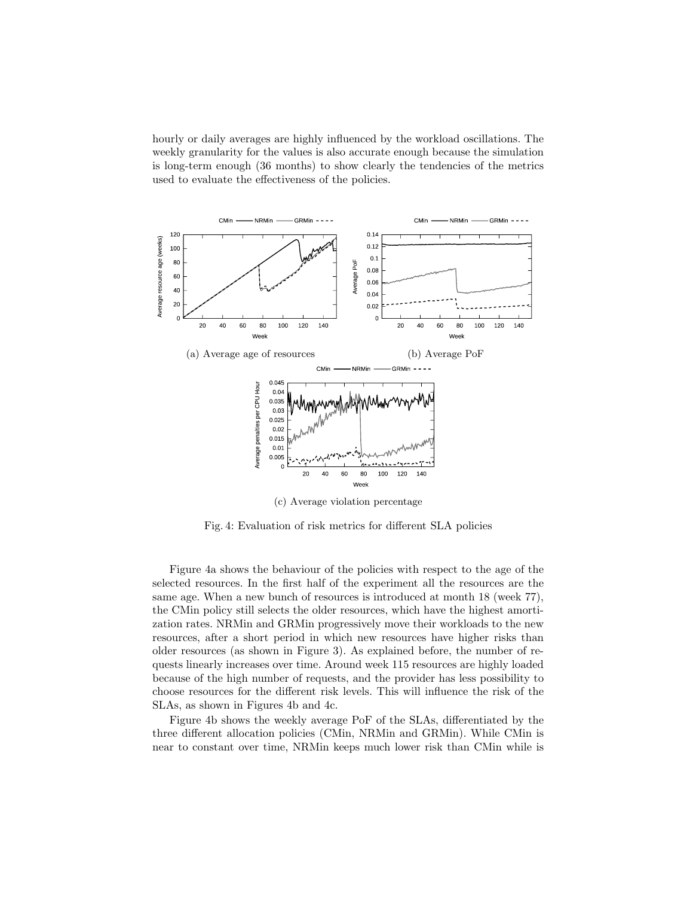hourly or daily averages are highly influenced by the workload oscillations. The weekly granularity for the values is also accurate enough because the simulation is long-term enough (36 months) to show clearly the tendencies of the metrics used to evaluate the effectiveness of the policies.

(a) Average age of resources

(b) Average PoF

(c) Average violation percentage

Fig. 4: Evaluation of risk metrics for different SLA policies

Figure 4a shows the behaviour of the policies with respect to the age of the selected resources. In the first half of the experiment all the resources are the same age. When a new bunch of resources is introduced at month 18 (week 77), the CMin policy still selects the older resources, which have the highest amortization rates. NRMin and GRMin progressively move their workloads to the new resources, after a short period in which new resources have higher risks than older resources (as shown in Figure 3). As explained before, the number of requests linearly increases over time. Around week 115 resources are highly loaded because of the high number of requests, and the provider has less possibility to choose resources for the different risk levels. This will influence the risk of the SLAs, as shown in Figures 4b and 4c.

Figure 4b shows the weekly average PoF of the SLAs, differentiated by the three different allocation policies (CMin, NRMin and GRMin). While CMin is near to constant over time, NRMin keeps much lower risk than CMin while is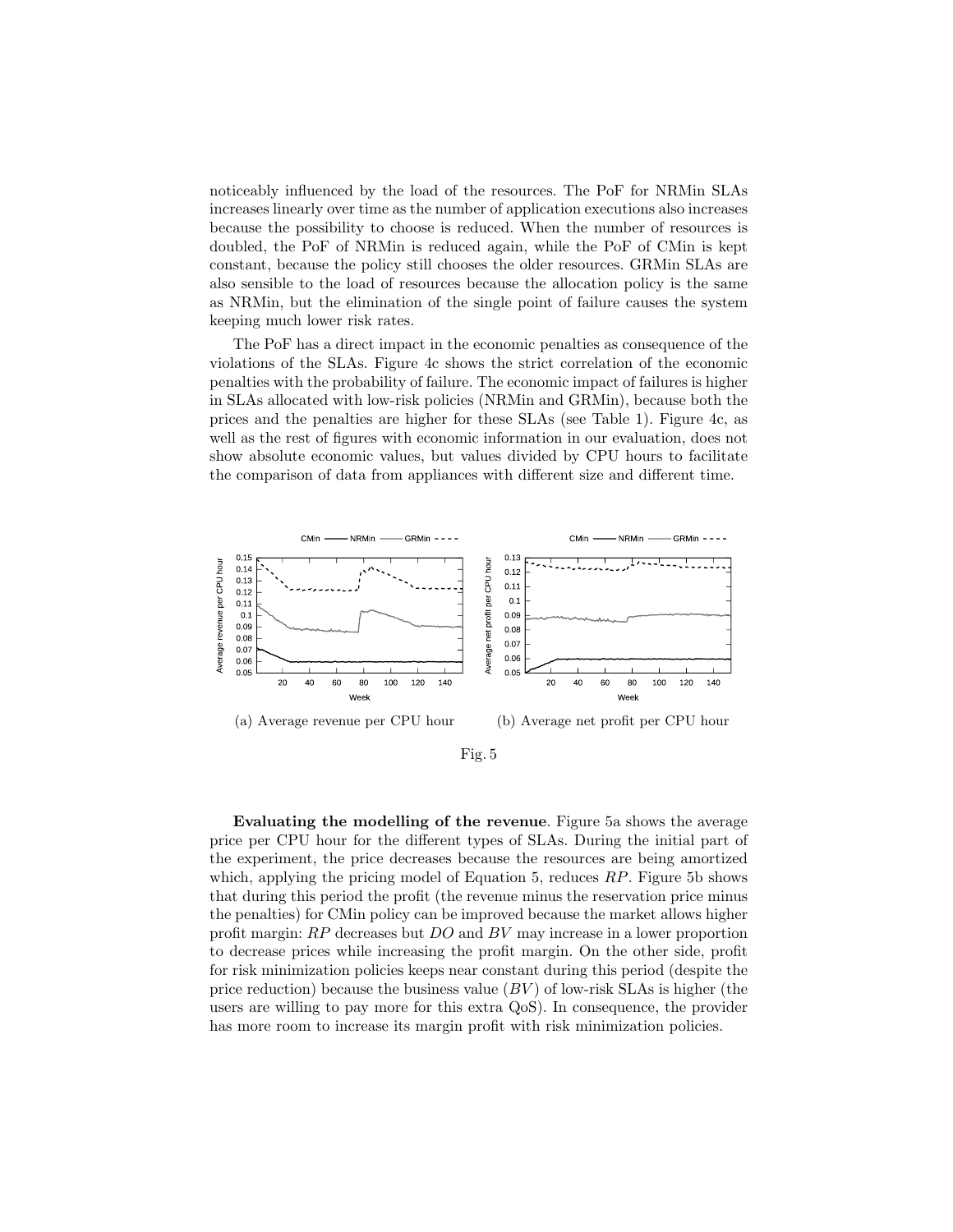noticeably influenced by the load of the resources. The PoF for NRMin SLAs increases linearly over time as the number of application executions also increases because the possibility to choose is reduced. When the number of resources is doubled, the PoF of NRMin is reduced again, while the PoF of CMin is kept constant, because the policy still chooses the older resources. GRMin SLAs are also sensible to the load of resources because the allocation policy is the same as NRMin, but the elimination of the single point of failure causes the system keeping much lower risk rates.

The PoF has a direct impact in the economic penalties as consequence of the violations of the SLAs. Figure 4c shows the strict correlation of the economic penalties with the probability of failure. The economic impact of failures is higher in SLAs allocated with low-risk policies (NRMin and GRMin), because both the prices and the penalties are higher for these SLAs (see Table 1). Figure 4c, as well as the rest of figures with economic information in our evaluation, does not show absolute economic values, but values divided by CPU hours to facilitate the comparison of data from appliances with different size and different time.

(a) Average revenue per CPU hour

(b) Average net profit per CPU hour

Fig. 5

**Evaluating the modelling of the revenue**. Figure 5a shows the average price per CPU hour for the different types of SLAs. During the initial part of the experiment, the price decreases because the resources are being amortized which, applying the pricing model of Equation 5, reduces $RP$. Figure 5b shows that during this period the profit (the revenue minus the reservation price minus the penalties) for CMin policy can be improved because the market allows higher profit margin: $RP$ decreases but $DO$ and $BV$ may increase in a lower proportion to decrease prices while increasing the profit margin. On the other side, profit for risk minimization policies keeps near constant during this period (despite the price reduction) because the business value ($BV$) of low-risk SLAs is higher (the users are willing to pay more for this extra QoS). In consequence, the provider has more room to increase its margin profit with risk minimization policies.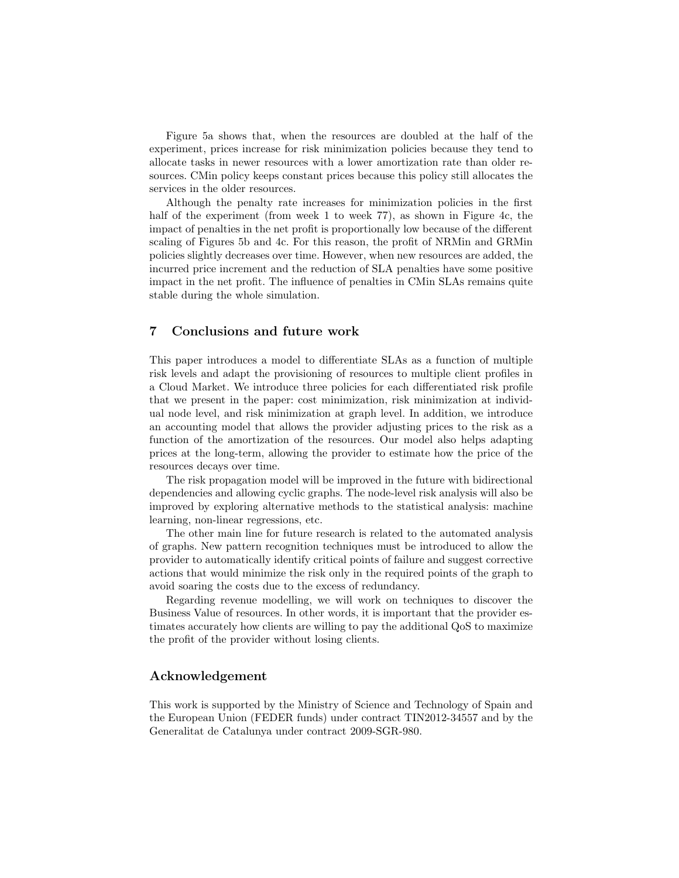Figure 5a shows that, when the resources are doubled at the half of the experiment, prices increase for risk minimization policies because they tend to allocate tasks in newer resources with a lower amortization rate than older resources. CMin policy keeps constant prices because this policy still allocates the services in the older resources.

Although the penalty rate increases for minimization policies in the first half of the experiment (from week 1 to week 77), as shown in Figure 4c, the impact of penalties in the net profit is proportionally low because of the different scaling of Figures 5b and 4c. For this reason, the profit of NRMin and GRMin policies slightly decreases over time. However, when new resources are added, the incurred price increment and the reduction of SLA penalties have some positive impact in the net profit. The influence of penalties in CMin SLAs remains quite stable during the whole simulation.

## 7 Conclusions and future work

This paper introduces a model to differentiate SLAs as a function of multiple risk levels and adapt the provisioning of resources to multiple client profiles in a Cloud Market. We introduce three policies for each differentiated risk profile that we present in the paper: cost minimization, risk minimization at individual node level, and risk minimization at graph level. In addition, we introduce an accounting model that allows the provider adjusting prices to the risk as a function of the amortization of the resources. Our model also helps adapting prices at the long-term, allowing the provider to estimate how the price of the resources decays over time.

The risk propagation model will be improved in the future with bidirectional dependencies and allowing cyclic graphs. The node-level risk analysis will also be improved by exploring alternative methods to the statistical analysis: machine learning, non-linear regressions, etc.

The other main line for future research is related to the automated analysis of graphs. New pattern recognition techniques must be introduced to allow the provider to automatically identify critical points of failure and suggest corrective actions that would minimize the risk only in the required points of the graph to avoid soaring the costs due to the excess of redundancy.

Regarding revenue modelling, we will work on techniques to discover the Business Value of resources. In other words, it is important that the provider estimates accurately how clients are willing to pay the additional QoS to maximize the profit of the provider without losing clients.

## Acknowledgement

This work is supported by the Ministry of Science and Technology of Spain and the European Union (FEDER funds) under contract TIN2012-34557 and by the Generalitat de Catalunya under contract 2009-SGR-980.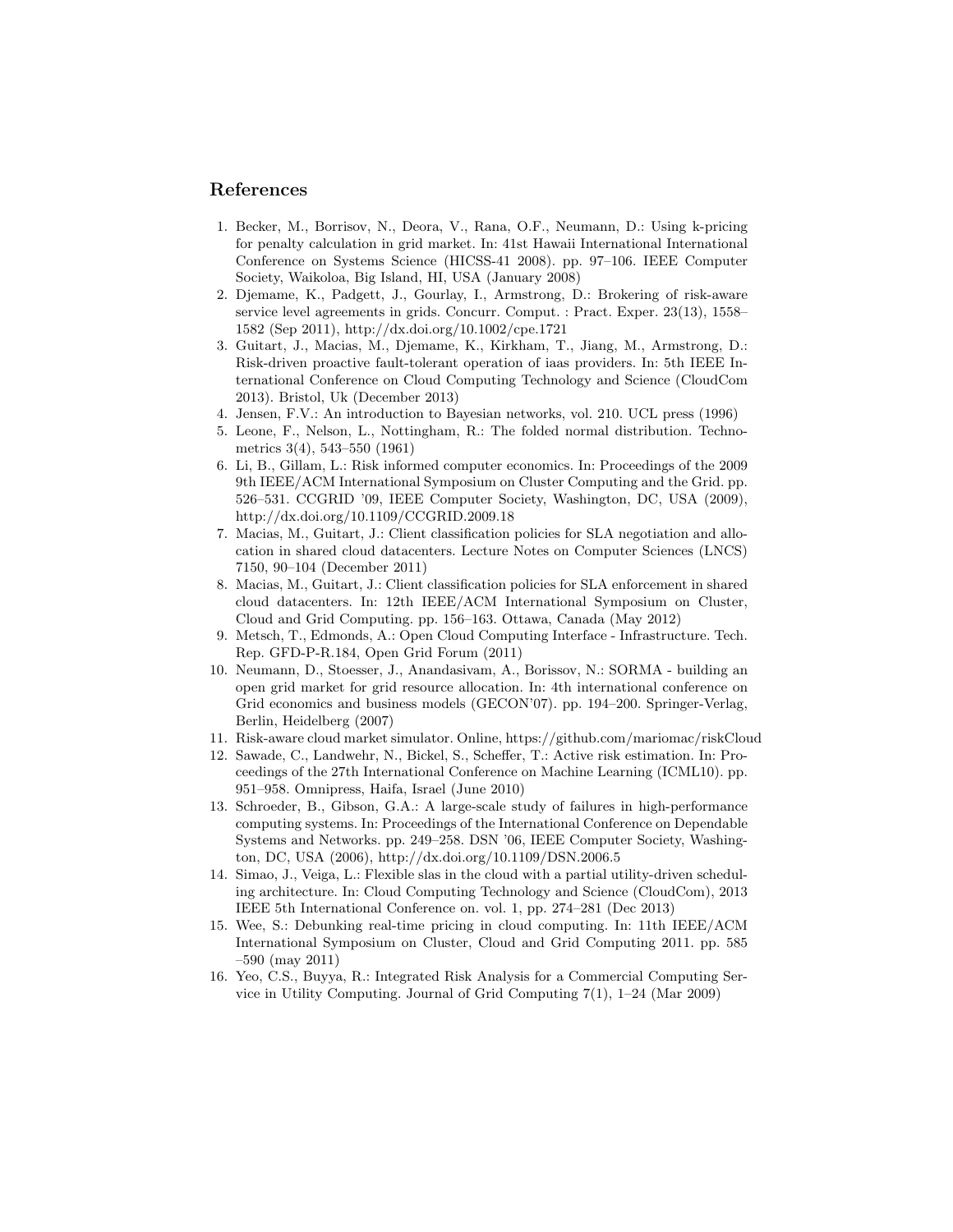## References

1. Becker, M., Borrisov, N., Deora, V., Rana, O.F., Neumann, D.: Using k-pricing for penalty calculation in grid market. In: 41st Hawaii International International Conference on Systems Science (HICSS-41 2008). pp. 97–106. IEEE Computer Society, Waikoloa, Big Island, HI, USA (January 2008)
2. Djemame, K., Padgett, J., Gourlay, I., Armstrong, D.: Brokering of risk-aware service level agreements in grids. Concurr. Comput. : Pract. Exper. 23(13), 1558–1582 (Sep 2011), http://dx.doi.org/10.1002/cpe.1721
3. Guitart, J., Macias, M., Djemame, K., Kirkham, T., Jiang, M., Armstrong, D.: Risk-driven proactive fault-tolerant operation of iaas providers. In: 5th IEEE International Conference on Cloud Computing Technology and Science (CloudCom 2013). Bristol, Uk (December 2013)
4. Jensen, F.V.: An introduction to Bayesian networks, vol. 210. UCL press (1996)
5. Leone, F., Nelson, L., Nottingham, R.: The folded normal distribution. Technometrics 3(4), 543–550 (1961)
6. Li, B., Gillam, L.: Risk informed computer economics. In: Proceedings of the 2009 9th IEEE/ACM International Symposium on Cluster Computing and the Grid. pp. 526–531. CCGRID '09, IEEE Computer Society, Washington, DC, USA (2009), http://dx.doi.org/10.1109/CCGRID.2009.18
7. Macias, M., Guitart, J.: Client classification policies for SLA negotiation and allocation in shared cloud datacenters. Lecture Notes on Computer Sciences (LNCS) 7150, 90–104 (December 2011)
8. Macias, M., Guitart, J.: Client classification policies for SLA enforcement in shared cloud datacenters. In: 12th IEEE/ACM International Symposium on Cluster, Cloud and Grid Computing. pp. 156–163. Ottawa, Canada (May 2012)
9. Metsch, T., Edmonds, A.: Open Cloud Computing Interface - Infrastructure. Tech. Rep. GFD-P-R.184, Open Grid Forum (2011)
10. Neumann, D., Stoesser, J., Anandasivam, A., Borissov, N.: SORMA - building an open grid market for grid resource allocation. In: 4th international conference on Grid economics and business models (GECON'07). pp. 194–200. Springer-Verlag, Berlin, Heidelberg (2007)
11. Risk-aware cloud market simulator. Online, https://github.com/mariomac/riskCloud
12. Sawade, C., Landwehr, N., Bickel, S., Scheffer, T.: Active risk estimation. In: Proceedings of the 27th International Conference on Machine Learning (ICML10). pp. 951–958. Omnipress, Haifa, Israel (June 2010)
13. Schroeder, B., Gibson, G.A.: A large-scale study of failures in high-performance computing systems. In: Proceedings of the International Conference on Dependable Systems and Networks. pp. 249–258. DSN '06, IEEE Computer Society, Washington, DC, USA (2006), http://dx.doi.org/10.1109/DSN.2006.5
14. Simao, J., Veiga, L.: Flexible slas in the cloud with a partial utility-driven scheduling architecture. In: Cloud Computing Technology and Science (CloudCom), 2013 IEEE 5th International Conference on. vol. 1, pp. 274–281 (Dec 2013)
15. Wee, S.: Debunking real-time pricing in cloud computing. In: 11th IEEE/ACM International Symposium on Cluster, Cloud and Grid Computing 2011. pp. 585 –590 (may 2011)
16. Yeo, C.S., Buyya, R.: Integrated Risk Analysis for a Commercial Computing Service in Utility Computing. Journal of Grid Computing 7(1), 1–24 (Mar 2009)